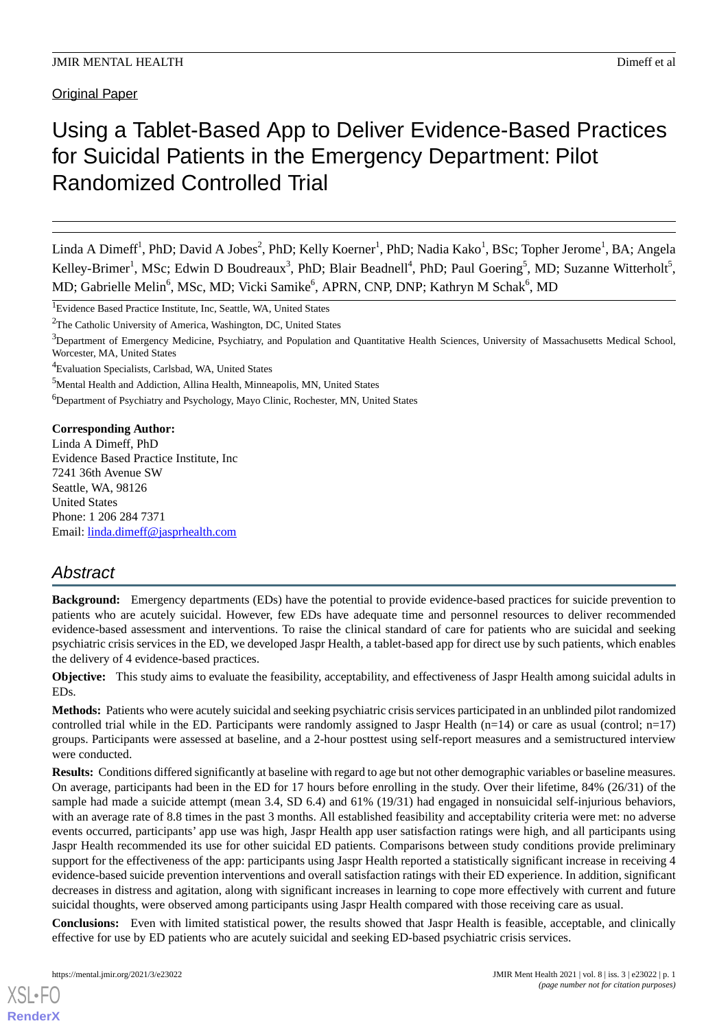Original Paper

# Using a Tablet-Based App to Deliver Evidence-Based Practices for Suicidal Patients in the Emergency Department: Pilot Randomized Controlled Trial

Linda A Dimeff[1], PhD; David A Jobes[2], PhD; Kelly Koerner[1], PhD; Nadia Kako[1], BSc; Topher Jerome[1], BA; Angela Kelley-Brimer[1], MSc; Edwin D Boudreaux[3], PhD; Blair Beadnell[4], PhD; Paul Goering[5], MD; Suzanne Witterholt[5], MD; Gabrielle Melin[6], MSc, MD; Vicki Samike[6], APRN, CNP, DNP; Kathryn M Schak[6], MD

[1]Evidence Based Practice Institute, Inc, Seattle, WA, United States

[2]The Catholic University of America, Washington, DC, United States

[3]Department of Emergency Medicine, Psychiatry, and Population and Quantitative Health Sciences, University of Massachusetts Medical School, Worcester, MA, United States

[4]Evaluation Specialists, Carlsbad, WA, United States

[5]Mental Health and Addiction, Allina Health, Minneapolis, MN, United States

[6]Department of Psychiatry and Psychology, Mayo Clinic, Rochester, MN, United States

**Corresponding Author:**
Linda A Dimeff, PhD
Evidence Based Practice Institute, Inc
7241 36th Avenue SW
Seattle, WA, 98126
United States
Phone: 1 206 284 7371
Email: linda.dimeff@jasprhealth.com

## Abstract

**Background:** Emergency departments (EDs) have the potential to provide evidence-based practices for suicide prevention to patients who are acutely suicidal. However, few EDs have adequate time and personnel resources to deliver recommended evidence-based assessment and interventions. To raise the clinical standard of care for patients who are suicidal and seeking psychiatric crisis services in the ED, we developed Jaspr Health, a tablet-based app for direct use by such patients, which enables the delivery of 4 evidence-based practices.

**Objective:** This study aims to evaluate the feasibility, acceptability, and effectiveness of Jaspr Health among suicidal adults in EDs.

**Methods:** Patients who were acutely suicidal and seeking psychiatric crisis services participated in an unblinded pilot randomized controlled trial while in the ED. Participants were randomly assigned to Jaspr Health (n=14) or care as usual (control; n=17) groups. Participants were assessed at baseline, and a 2-hour posttest using self-report measures and a semistructured interview were conducted.

**Results:** Conditions differed significantly at baseline with regard to age but not other demographic variables or baseline measures. On average, participants had been in the ED for 17 hours before enrolling in the study. Over their lifetime, 84% (26/31) of the sample had made a suicide attempt (mean 3.4, SD 6.4) and 61% (19/31) had engaged in nonsuicidal self-injurious behaviors, with an average rate of 8.8 times in the past 3 months. All established feasibility and acceptability criteria were met: no adverse events occurred, participants' app use was high, Jaspr Health app user satisfaction ratings were high, and all participants using Jaspr Health recommended its use for other suicidal ED patients. Comparisons between study conditions provide preliminary support for the effectiveness of the app: participants using Jaspr Health reported a statistically significant increase in receiving 4 evidence-based suicide prevention interventions and overall satisfaction ratings with their ED experience. In addition, significant decreases in distress and agitation, along with significant increases in learning to cope more effectively with current and future suicidal thoughts, were observed among participants using Jaspr Health compared with those receiving care as usual.

**Conclusions:** Even with limited statistical power, the results showed that Jaspr Health is feasible, acceptable, and clinically effective for use by ED patients who are acutely suicidal and seeking ED-based psychiatric crisis services.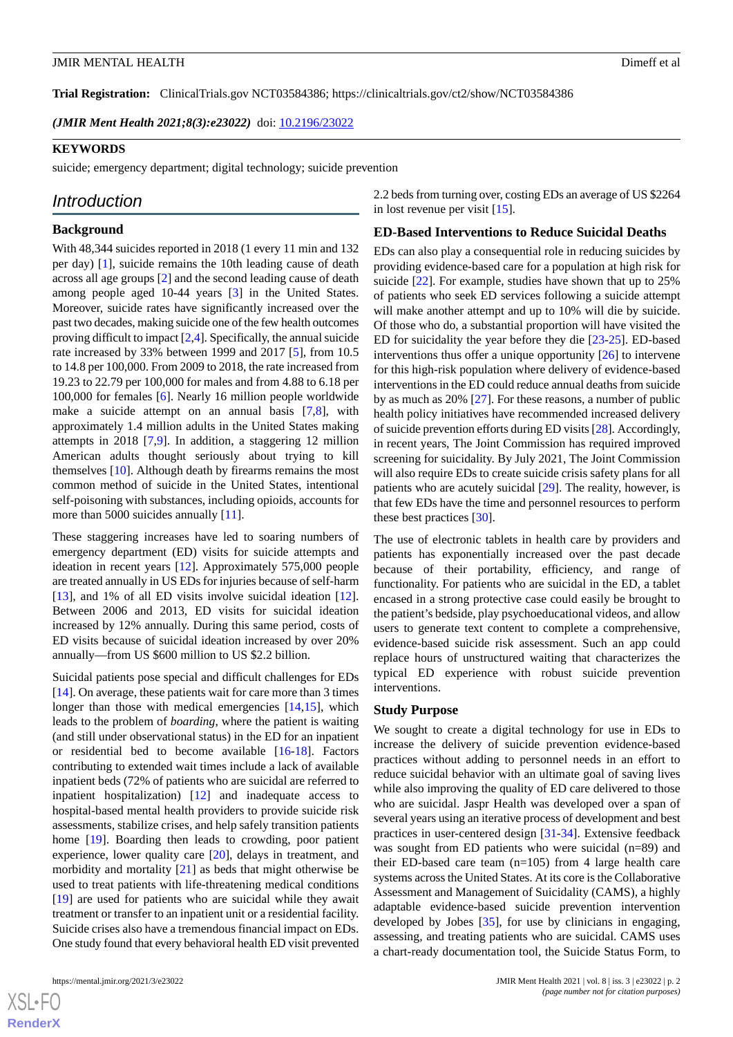**Trial Registration:** ClinicalTrials.gov NCT03584386; https://clinicaltrials.gov/ct2/show/NCT03584386

***(JMIR Ment Health 2021;8(3):e23022)*** doi: 10.2196/23022

**KEYWORDS**

suicide; emergency department; digital technology; suicide prevention

## Introduction

### Background

With 48,344 suicides reported in 2018 (1 every 11 min and 132 per day) [1], suicide remains the 10th leading cause of death across all age groups [2] and the second leading cause of death among people aged 10-44 years [3] in the United States. Moreover, suicide rates have significantly increased over the past two decades, making suicide one of the few health outcomes proving difficult to impact [2,4]. Specifically, the annual suicide rate increased by 33% between 1999 and 2017 [5], from 10.5 to 14.8 per 100,000. From 2009 to 2018, the rate increased from 19.23 to 22.79 per 100,000 for males and from 4.88 to 6.18 per 100,000 for females [6]. Nearly 16 million people worldwide make a suicide attempt on an annual basis [7,8], with approximately 1.4 million adults in the United States making attempts in 2018 [7,9]. In addition, a staggering 12 million American adults thought seriously about trying to kill themselves [10]. Although death by firearms remains the most common method of suicide in the United States, intentional self-poisoning with substances, including opioids, accounts for more than 5000 suicides annually [11].

These staggering increases have led to soaring numbers of emergency department (ED) visits for suicide attempts and ideation in recent years [12]. Approximately 575,000 people are treated annually in US EDs for injuries because of self-harm [13], and 1% of all ED visits involve suicidal ideation [12]. Between 2006 and 2013, ED visits for suicidal ideation increased by 12% annually. During this same period, costs of ED visits because of suicidal ideation increased by over 20% annually—from US $600 million to US $2.2 billion.

Suicidal patients pose special and difficult challenges for EDs [14]. On average, these patients wait for care more than 3 times longer than those with medical emergencies [14,15], which leads to the problem of *boarding*, where the patient is waiting (and still under observational status) in the ED for an inpatient or residential bed to become available [16-18]. Factors contributing to extended wait times include a lack of available inpatient beds (72% of patients who are suicidal are referred to inpatient hospitalization) [12] and inadequate access to hospital-based mental health providers to provide suicide risk assessments, stabilize crises, and help safely transition patients home [19]. Boarding then leads to crowding, poor patient experience, lower quality care [20], delays in treatment, and morbidity and mortality [21] as beds that might otherwise be used to treat patients with life-threatening medical conditions [19] are used for patients who are suicidal while they await treatment or transfer to an inpatient unit or a residential facility. Suicide crises also have a tremendous financial impact on EDs. One study found that every behavioral health ED visit prevented 2.2 beds from turning over, costing EDs an average of US $2264 in lost revenue per visit [15].

### ED-Based Interventions to Reduce Suicidal Deaths

EDs can also play a consequential role in reducing suicides by providing evidence-based care for a population at high risk for suicide [22]. For example, studies have shown that up to 25% of patients who seek ED services following a suicide attempt will make another attempt and up to 10% will die by suicide. Of those who do, a substantial proportion will have visited the ED for suicidality the year before they die [23-25]. ED-based interventions thus offer a unique opportunity [26] to intervene for this high-risk population where delivery of evidence-based interventions in the ED could reduce annual deaths from suicide by as much as 20% [27]. For these reasons, a number of public health policy initiatives have recommended increased delivery of suicide prevention efforts during ED visits [28]. Accordingly, in recent years, The Joint Commission has required improved screening for suicidality. By July 2021, The Joint Commission will also require EDs to create suicide crisis safety plans for all patients who are acutely suicidal [29]. The reality, however, is that few EDs have the time and personnel resources to perform these best practices [30].

The use of electronic tablets in health care by providers and patients has exponentially increased over the past decade because of their portability, efficiency, and range of functionality. For patients who are suicidal in the ED, a tablet encased in a strong protective case could easily be brought to the patient's bedside, play psychoeducational videos, and allow users to generate text content to complete a comprehensive, evidence-based suicide risk assessment. Such an app could replace hours of unstructured waiting that characterizes the typical ED experience with robust suicide prevention interventions.

### Study Purpose

We sought to create a digital technology for use in EDs to increase the delivery of suicide prevention evidence-based practices without adding to personnel needs in an effort to reduce suicidal behavior with an ultimate goal of saving lives while also improving the quality of ED care delivered to those who are suicidal. Jaspr Health was developed over a span of several years using an iterative process of development and best practices in user-centered design [31-34]. Extensive feedback was sought from ED patients who were suicidal (n=89) and their ED-based care team (n=105) from 4 large health care systems across the United States. At its core is the Collaborative Assessment and Management of Suicidality (CAMS), a highly adaptable evidence-based suicide prevention intervention developed by Jobes [35], for use by clinicians in engaging, assessing, and treating patients who are suicidal. CAMS uses a chart-ready documentation tool, the Suicide Status Form, to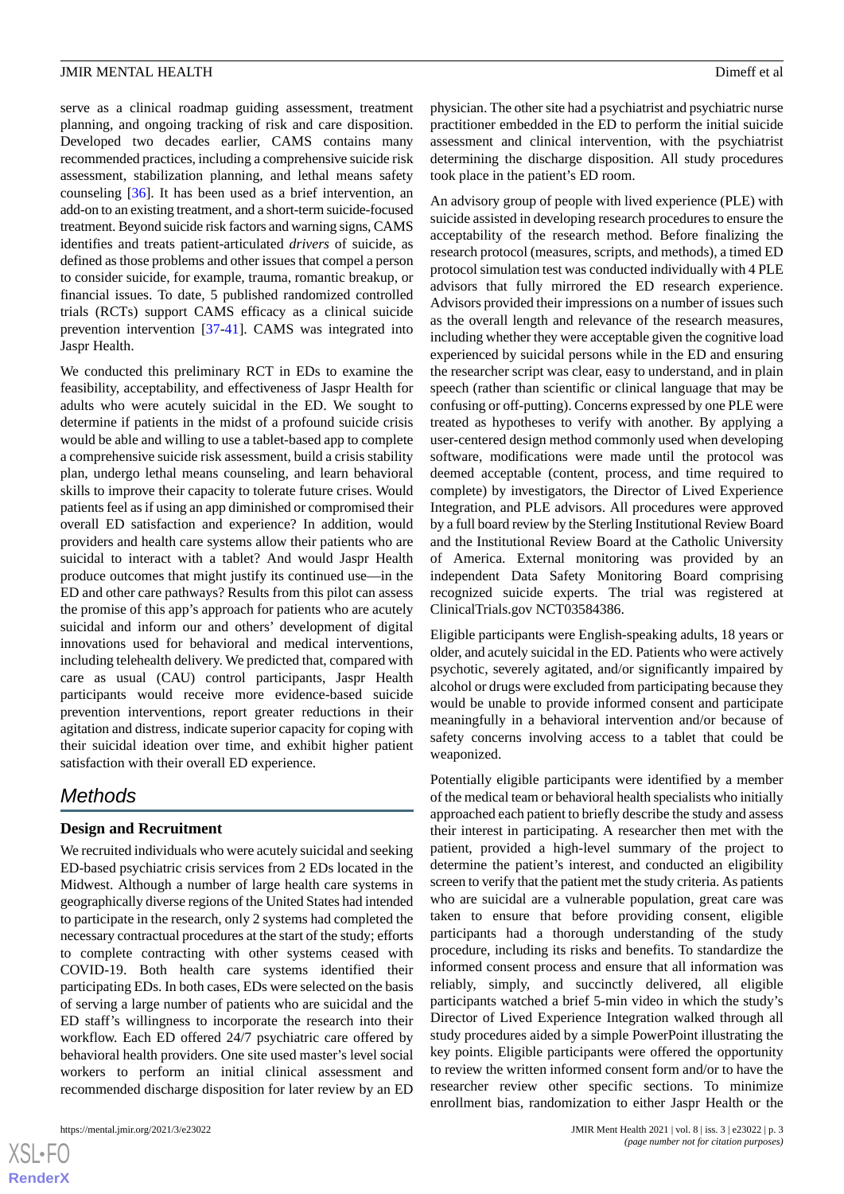serve as a clinical roadmap guiding assessment, treatment planning, and ongoing tracking of risk and care disposition. Developed two decades earlier, CAMS contains many recommended practices, including a comprehensive suicide risk assessment, stabilization planning, and lethal means safety counseling [36]. It has been used as a brief intervention, an add-on to an existing treatment, and a short-term suicide-focused treatment. Beyond suicide risk factors and warning signs, CAMS identifies and treats patient-articulated *drivers* of suicide, as defined as those problems and other issues that compel a person to consider suicide, for example, trauma, romantic breakup, or financial issues. To date, 5 published randomized controlled trials (RCTs) support CAMS efficacy as a clinical suicide prevention intervention [37-41]. CAMS was integrated into Jaspr Health.

We conducted this preliminary RCT in EDs to examine the feasibility, acceptability, and effectiveness of Jaspr Health for adults who were acutely suicidal in the ED. We sought to determine if patients in the midst of a profound suicide crisis would be able and willing to use a tablet-based app to complete a comprehensive suicide risk assessment, build a crisis stability plan, undergo lethal means counseling, and learn behavioral skills to improve their capacity to tolerate future crises. Would patients feel as if using an app diminished or compromised their overall ED satisfaction and experience? In addition, would providers and health care systems allow their patients who are suicidal to interact with a tablet? And would Jaspr Health produce outcomes that might justify its continued use—in the ED and other care pathways? Results from this pilot can assess the promise of this app's approach for patients who are acutely suicidal and inform our and others' development of digital innovations used for behavioral and medical interventions, including telehealth delivery. We predicted that, compared with care as usual (CAU) control participants, Jaspr Health participants would receive more evidence-based suicide prevention interventions, report greater reductions in their agitation and distress, indicate superior capacity for coping with their suicidal ideation over time, and exhibit higher patient satisfaction with their overall ED experience.

## Methods

### Design and Recruitment

We recruited individuals who were acutely suicidal and seeking ED-based psychiatric crisis services from 2 EDs located in the Midwest. Although a number of large health care systems in geographically diverse regions of the United States had intended to participate in the research, only 2 systems had completed the necessary contractual procedures at the start of the study; efforts to complete contracting with other systems ceased with COVID-19. Both health care systems identified their participating EDs. In both cases, EDs were selected on the basis of serving a large number of patients who are suicidal and the ED staff's willingness to incorporate the research into their workflow. Each ED offered 24/7 psychiatric care offered by behavioral health providers. One site used master's level social workers to perform an initial clinical assessment and recommended discharge disposition for later review by an ED physician. The other site had a psychiatrist and psychiatric nurse practitioner embedded in the ED to perform the initial suicide assessment and clinical intervention, with the psychiatrist determining the discharge disposition. All study procedures took place in the patient's ED room.

An advisory group of people with lived experience (PLE) with suicide assisted in developing research procedures to ensure the acceptability of the research method. Before finalizing the research protocol (measures, scripts, and methods), a timed ED protocol simulation test was conducted individually with 4 PLE advisors that fully mirrored the ED research experience. Advisors provided their impressions on a number of issues such as the overall length and relevance of the research measures, including whether they were acceptable given the cognitive load experienced by suicidal persons while in the ED and ensuring the researcher script was clear, easy to understand, and in plain speech (rather than scientific or clinical language that may be confusing or off-putting). Concerns expressed by one PLE were treated as hypotheses to verify with another. By applying a user-centered design method commonly used when developing software, modifications were made until the protocol was deemed acceptable (content, process, and time required to complete) by investigators, the Director of Lived Experience Integration, and PLE advisors. All procedures were approved by a full board review by the Sterling Institutional Review Board and the Institutional Review Board at the Catholic University of America. External monitoring was provided by an independent Data Safety Monitoring Board comprising recognized suicide experts. The trial was registered at ClinicalTrials.gov NCT03584386.

Eligible participants were English-speaking adults, 18 years or older, and acutely suicidal in the ED. Patients who were actively psychotic, severely agitated, and/or significantly impaired by alcohol or drugs were excluded from participating because they would be unable to provide informed consent and participate meaningfully in a behavioral intervention and/or because of safety concerns involving access to a tablet that could be weaponized.

Potentially eligible participants were identified by a member of the medical team or behavioral health specialists who initially approached each patient to briefly describe the study and assess their interest in participating. A researcher then met with the patient, provided a high-level summary of the project to determine the patient's interest, and conducted an eligibility screen to verify that the patient met the study criteria. As patients who are suicidal are a vulnerable population, great care was taken to ensure that before providing consent, eligible participants had a thorough understanding of the study procedure, including its risks and benefits. To standardize the informed consent process and ensure that all information was reliably, simply, and succinctly delivered, all eligible participants watched a brief 5-min video in which the study's Director of Lived Experience Integration walked through all study procedures aided by a simple PowerPoint illustrating the key points. Eligible participants were offered the opportunity to review the written informed consent form and/or to have the researcher review other specific sections. To minimize enrollment bias, randomization to either Jaspr Health or the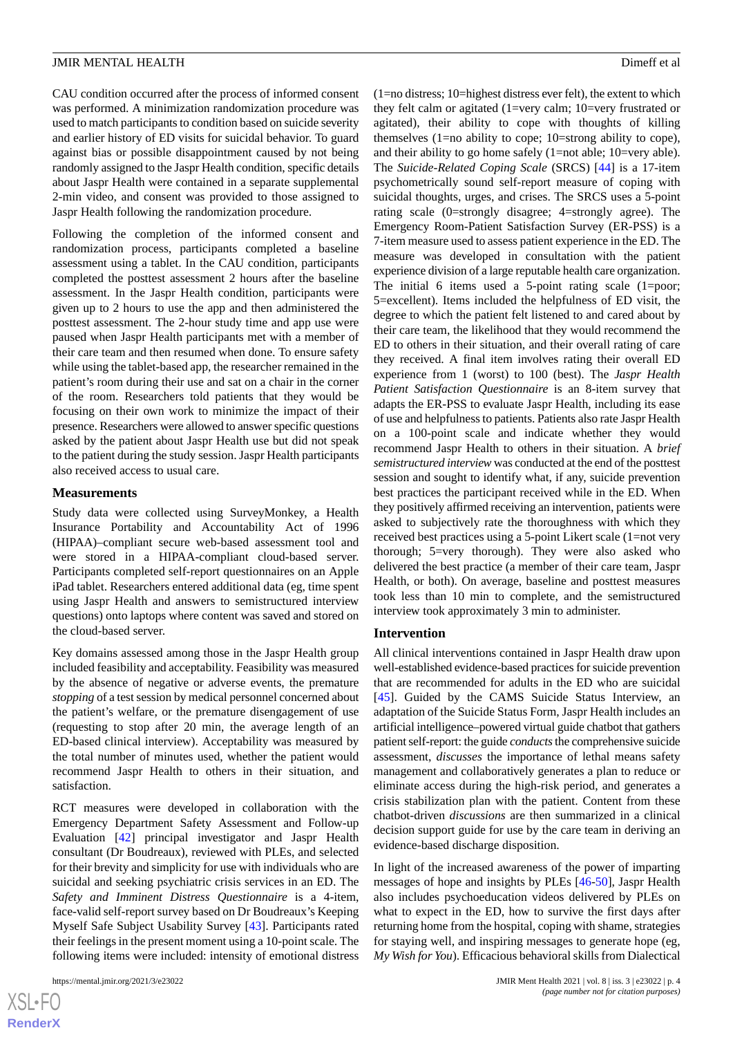CAU condition occurred after the process of informed consent was performed. A minimization randomization procedure was used to match participants to condition based on suicide severity and earlier history of ED visits for suicidal behavior. To guard against bias or possible disappointment caused by not being randomly assigned to the Jaspr Health condition, specific details about Jaspr Health were contained in a separate supplemental 2-min video, and consent was provided to those assigned to Jaspr Health following the randomization procedure.

Following the completion of the informed consent and randomization process, participants completed a baseline assessment using a tablet. In the CAU condition, participants completed the posttest assessment 2 hours after the baseline assessment. In the Jaspr Health condition, participants were given up to 2 hours to use the app and then administered the posttest assessment. The 2-hour study time and app use were paused when Jaspr Health participants met with a member of their care team and resumed when done. To ensure safety while using the tablet-based app, the researcher remained in the patient's room during their use and sat on a chair in the corner of the room. Researchers told patients that they would be focusing on their own work to minimize the impact of their presence. Researchers were allowed to answer specific questions asked by the patient about Jaspr Health use but did not speak to the patient during the study session. Jaspr Health participants also received access to usual care.

### Measurements

Study data were collected using SurveyMonkey, a Health Insurance Portability and Accountability Act of 1996 (HIPAA)–compliant secure web-based assessment tool and were stored in a HIPAA-compliant cloud-based server. Participants completed self-report questionnaires on an Apple iPad tablet. Researchers entered additional data (eg, time spent using Jaspr Health and answers to semistructured interview questions) onto laptops where content was saved and stored on the cloud-based server.

Key domains assessed among those in the Jaspr Health group included feasibility and acceptability. Feasibility was measured by the absence of negative or adverse events, the premature *stopping* of a test session by medical personnel concerned about the patient's welfare, or the premature disengagement of use (requesting to stop after 20 min, the average length of an ED-based clinical interview). Acceptability was measured by the total number of minutes used, whether the patient would recommend Jaspr Health to others in their situation, and satisfaction.

RCT measures were developed in collaboration with the Emergency Department Safety Assessment and Follow-up Evaluation [42] principal investigator and Jaspr Health consultant (Dr Boudreaux), reviewed with PLEs, and selected for their brevity and simplicity for use with individuals who are suicidal and seeking psychiatric crisis services in an ED. The *Safety and Imminent Distress Questionnaire* is a 4-item, face-valid self-report survey based on Dr Boudreaux's Keeping Myself Safe Subject Usability Survey [43]. Participants rated their feelings in the present moment using a 10-point scale. The following items were included: intensity of emotional distress (1=no distress; 10=highest distress ever felt), the extent to which they felt calm or agitated (1=very calm; 10=very frustrated or agitated), their ability to cope with thoughts of killing themselves (1=no ability to cope; 10=strong ability to cope), and their ability to go home safely (1=not able; 10=very able). The *Suicide-Related Coping Scale* (SRCS) [44] is a 17-item psychometrically sound self-report measure of coping with suicidal thoughts, urges, and crises. The SRCS uses a 5-point rating scale (0=strongly disagree; 4=strongly agree). The Emergency Room-Patient Satisfaction Survey (ER-PSS) is a 7-item measure used to assess patient experience in the ED. The measure was developed in consultation with the patient experience division of a large reputable health care organization. The initial 6 items used a 5-point rating scale (1=poor; 5=excellent). Items included the helpfulness of ED visit, the degree to which the patient felt listened to and cared about by their care team, the likelihood that they would recommend the ED to others in their situation, and their overall rating of care they received. A final item involves rating their overall ED experience from 1 (worst) to 100 (best). The *Jaspr Health Patient Satisfaction Questionnaire* is an 8-item survey that adapts the ER-PSS to evaluate Jaspr Health, including its ease of use and helpfulness to patients. Patients also rate Jaspr Health on a 100-point scale and indicate whether they would recommend Jaspr Health to others in their situation. A *brief semistructured interview* was conducted at the end of the posttest session and sought to identify what, if any, suicide prevention best practices the participant received while in the ED. When they positively affirmed receiving an intervention, patients were asked to subjectively rate the thoroughness with which they received best practices using a 5-point Likert scale (1=not very thorough; 5=very thorough). They were also asked who delivered the best practice (a member of their care team, Jaspr Health, or both). On average, baseline and posttest measures took less than 10 min to complete, and the semistructured interview took approximately 3 min to administer.

### Intervention

All clinical interventions contained in Jaspr Health draw upon well-established evidence-based practices for suicide prevention that are recommended for adults in the ED who are suicidal [45]. Guided by the CAMS Suicide Status Interview, an adaptation of the Suicide Status Form, Jaspr Health includes an artificial intelligence–powered virtual guide chatbot that gathers patient self-report: the guide *conducts* the comprehensive suicide assessment, *discusses* the importance of lethal means safety management and collaboratively generates a plan to reduce or eliminate access during the high-risk period, and generates a crisis stabilization plan with the patient. Content from these chatbot-driven *discussions* are then summarized in a clinical decision support guide for use by the care team in deriving an evidence-based discharge disposition.

In light of the increased awareness of the power of imparting messages of hope and insights by PLEs [46-50], Jaspr Health also includes psychoeducation videos delivered by PLEs on what to expect in the ED, how to survive the first days after returning home from the hospital, coping with shame, strategies for staying well, and inspiring messages to generate hope (eg, *My Wish for You*). Efficacious behavioral skills from Dialectical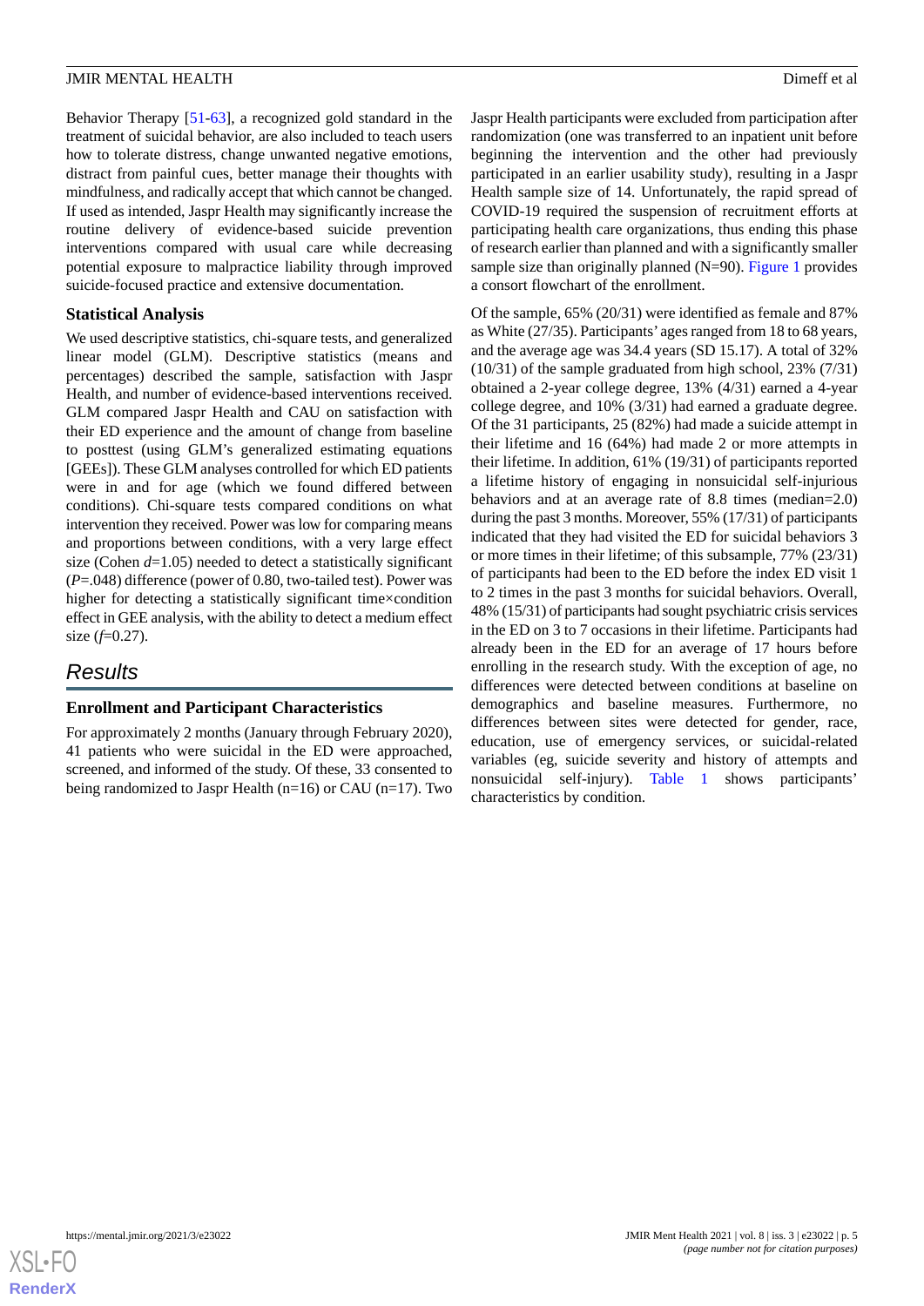Behavior Therapy [51-63], a recognized gold standard in the treatment of suicidal behavior, are also included to teach users how to tolerate distress, change unwanted negative emotions, distract from painful cues, better manage their thoughts with mindfulness, and radically accept that which cannot be changed. If used as intended, Jaspr Health may significantly increase the routine delivery of evidence-based suicide prevention interventions compared with usual care while decreasing potential exposure to malpractice liability through improved suicide-focused practice and extensive documentation.

### Statistical Analysis

We used descriptive statistics, chi-square tests, and generalized linear model (GLM). Descriptive statistics (means and percentages) described the sample, satisfaction with Jaspr Health, and number of evidence-based interventions received. GLM compared Jaspr Health and CAU on satisfaction with their ED experience and the amount of change from baseline to posttest (using GLM's generalized estimating equations [GEEs]). These GLM analyses controlled for which ED patients were in and for age (which we found differed between conditions). Chi-square tests compared conditions on what intervention they received. Power was low for comparing means and proportions between conditions, with a very large effect size (Cohen $d$=1.05) needed to detect a statistically significant ($P$=.048) difference (power of 0.80, two-tailed test). Power was higher for detecting a statistically significant time×condition effect in GEE analysis, with the ability to detect a medium effect size ($f$=0.27).

## Results

### Enrollment and Participant Characteristics

For approximately 2 months (January through February 2020), 41 patients who were suicidal in the ED were approached, screened, and informed of the study. Of these, 33 consented to being randomized to Jaspr Health (n=16) or CAU (n=17). Two Jaspr Health participants were excluded from participation after randomization (one was transferred to an inpatient unit before beginning the intervention and the other had previously participated in an earlier usability study), resulting in a Jaspr Health sample size of 14. Unfortunately, the rapid spread of COVID-19 required the suspension of recruitment efforts at participating health care organizations, thus ending this phase of research earlier than planned and with a significantly smaller sample size than originally planned (N=90). Figure 1 provides a consort flowchart of the enrollment.

Of the sample, 65% (20/31) were identified as female and 87% as White (27/35). Participants' ages ranged from 18 to 68 years, and the average age was 34.4 years (SD 15.17). A total of 32% (10/31) of the sample graduated from high school, 23% (7/31) obtained a 2-year college degree, 13% (4/31) earned a 4-year college degree, and 10% (3/31) had earned a graduate degree. Of the 31 participants, 25 (82%) had made a suicide attempt in their lifetime and 16 (64%) had made 2 or more attempts in their lifetime. In addition, 61% (19/31) of participants reported a lifetime history of engaging in nonsuicidal self-injurious behaviors and at an average rate of 8.8 times (median=2.0) during the past 3 months. Moreover, 55% (17/31) of participants indicated that they had visited the ED for suicidal behaviors 3 or more times in their lifetime; of this subsample, 77% (23/31) of participants had been to the ED before the index ED visit 1 to 2 times in the past 3 months for suicidal behaviors. Overall, 48% (15/31) of participants had sought psychiatric crisis services in the ED on 3 to 7 occasions in their lifetime. Participants had already been in the ED for an average of 17 hours before enrolling in the research study. With the exception of age, no differences were detected between conditions at baseline on demographics and baseline measures. Furthermore, no differences between sites were detected for gender, race, education, use of emergency services, or suicidal-related variables (eg, suicide severity and history of attempts and nonsuicidal self-injury). Table 1 shows participants' characteristics by condition.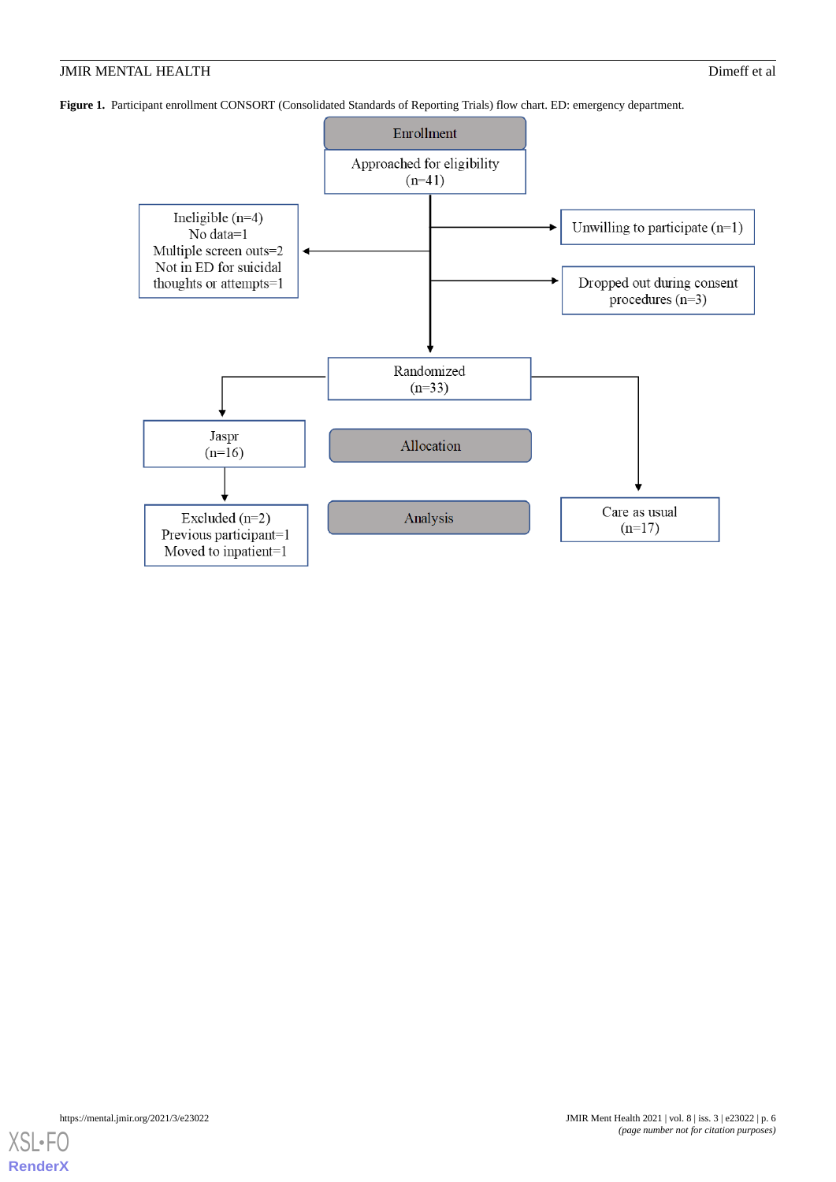**Figure 1.** Participant enrollment CONSORT (Consolidated Standards of Reporting Trials) flow chart. ED: emergency department.

Enrollment

Approached for eligibility (n=41)

Ineligible (n=4)
No data=1
Multiple screen outs=2
Not in ED for suicidal thoughts or attempts=1

Unwilling to participate (n=1)

Dropped out during consent procedures (n=3)

Randomized (n=33)

Allocation

Jaspr (n=16)

Care as usual (n=17)

Analysis

Excluded (n=2)
Previous participant=1
Moved to inpatient=1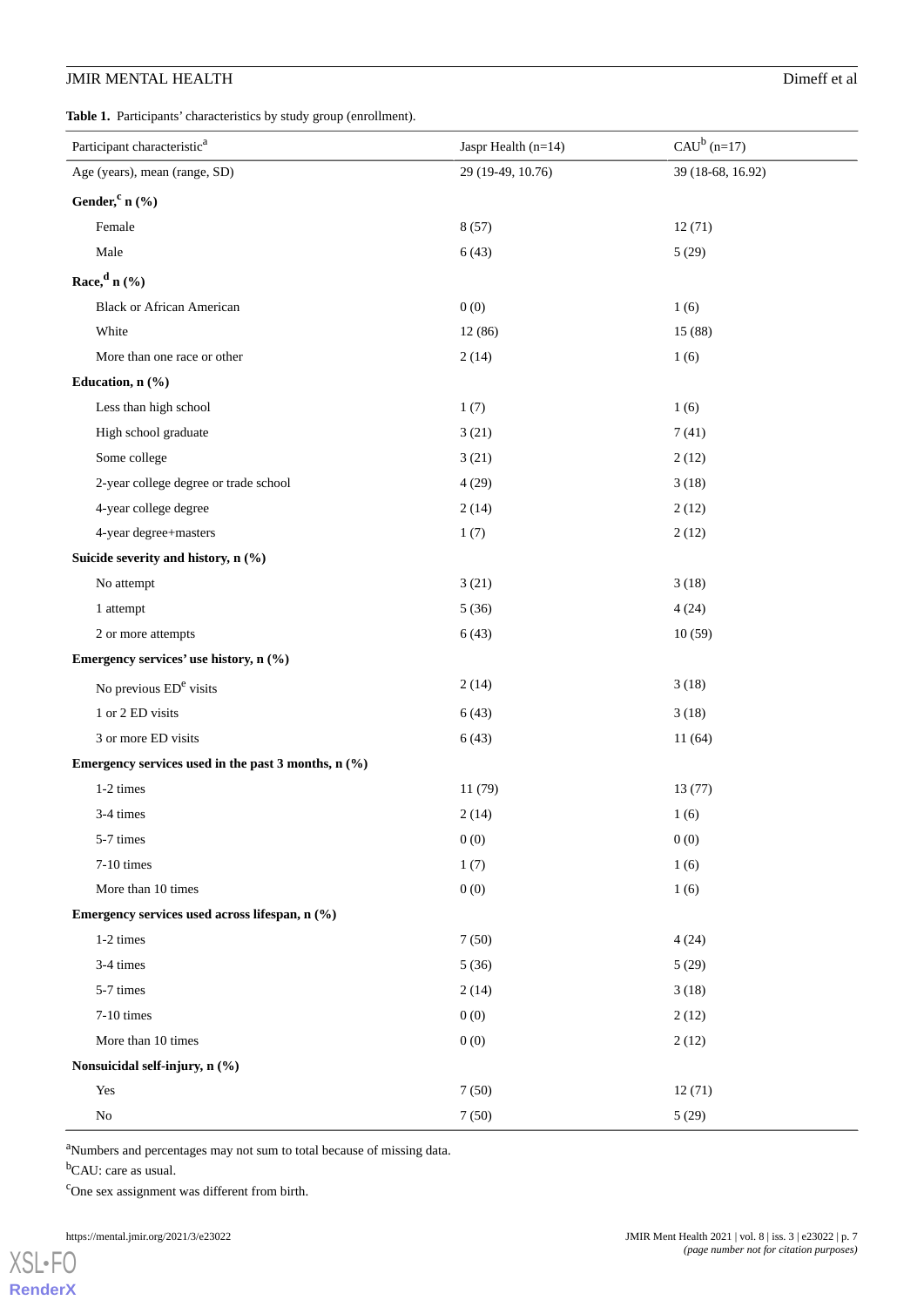**Table 1.** Participants' characteristics by study group (enrollment).

| Participant characteristic[a] | Jaspr Health (n=14) | CAU[b] (n=17) |
|---|---|---|
| Age (years), mean (range, SD) | 29 (19-49, 10.76) | 39 (18-68, 16.92) |
| **Gender,[c] n (%)** | | |
| Female | 8 (57) | 12 (71) |
| Male | 6 (43) | 5 (29) |
| **Race,[d] n (%)** | | |
| Black or African American | 0 (0) | 1 (6) |
| White | 12 (86) | 15 (88) |
| More than one race or other | 2 (14) | 1 (6) |
| **Education, n (%)** | | |
| Less than high school | 1 (7) | 1 (6) |
| High school graduate | 3 (21) | 7 (41) |
| Some college | 3 (21) | 2 (12) |
| 2-year college degree or trade school | 4 (29) | 3 (18) |
| 4-year college degree | 2 (14) | 2 (12) |
| 4-year degree+masters | 1 (7) | 2 (12) |
| **Suicide severity and history, n (%)** | | |
| No attempt | 3 (21) | 3 (18) |
| 1 attempt | 5 (36) | 4 (24) |
| 2 or more attempts | 6 (43) | 10 (59) |
| **Emergency services' use history, n (%)** | | |
| No previous ED[e] visits | 2 (14) | 3 (18) |
| 1 or 2 ED visits | 6 (43) | 3 (18) |
| 3 or more ED visits | 6 (43) | 11 (64) |
| **Emergency services used in the past 3 months, n (%)** | | |
| 1-2 times | 11 (79) | 13 (77) |
| 3-4 times | 2 (14) | 1 (6) |
| 5-7 times | 0 (0) | 0 (0) |
| 7-10 times | 1 (7) | 1 (6) |
| More than 10 times | 0 (0) | 1 (6) |
| **Emergency services used across lifespan, n (%)** | | |
| 1-2 times | 7 (50) | 4 (24) |
| 3-4 times | 5 (36) | 5 (29) |
| 5-7 times | 2 (14) | 3 (18) |
| 7-10 times | 0 (0) | 2 (12) |
| More than 10 times | 0 (0) | 2 (12) |
| **Nonsuicidal self-injury, n (%)** | | |
| Yes | 7 (50) | 12 (71) |
| No | 7 (50) | 5 (29) |

[a]Numbers and percentages may not sum to total because of missing data.

[b]CAU: care as usual.

[c]One sex assignment was different from birth.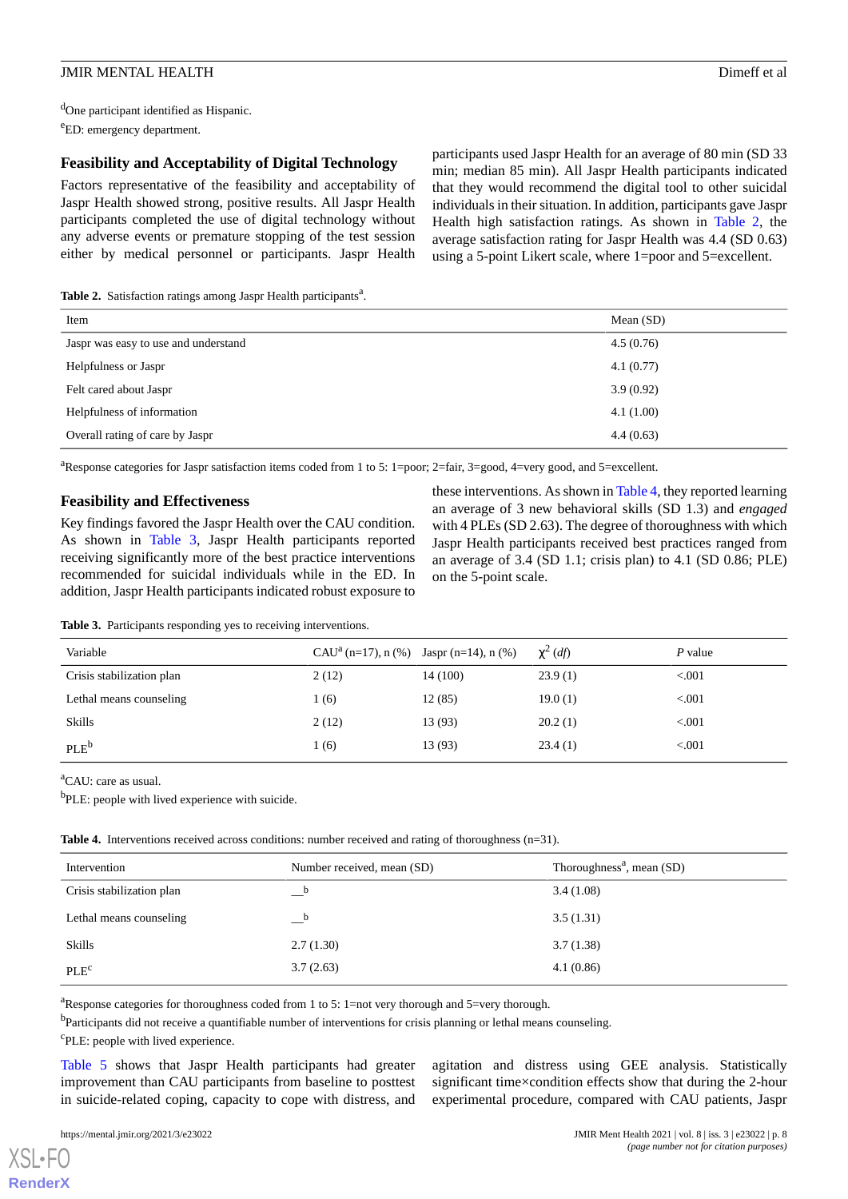[d]One participant identified as Hispanic.

[e]ED: emergency department.

## Feasibility and Acceptability of Digital Technology

Factors representative of the feasibility and acceptability of Jaspr Health showed strong, positive results. All Jaspr Health participants completed the use of digital technology without any adverse events or premature stopping of the test session either by medical personnel or participants. Jaspr Health participants used Jaspr Health for an average of 80 min (SD 33 min; median 85 min). All Jaspr Health participants indicated that they would recommend the digital tool to other suicidal individuals in their situation. In addition, participants gave Jaspr Health high satisfaction ratings. As shown in Table 2, the average satisfaction rating for Jaspr Health was 4.4 (SD 0.63) using a 5-point Likert scale, where 1=poor and 5=excellent.

**Table 2.** Satisfaction ratings among Jaspr Health participants[a].

| Item | Mean (SD) |
|---|---|
| Jaspr was easy to use and understand | 4.5 (0.76) |
| Helpfulness or Jaspr | 4.1 (0.77) |
| Felt cared about Jaspr | 3.9 (0.92) |
| Helpfulness of information | 4.1 (1.00) |
| Overall rating of care by Jaspr | 4.4 (0.63) |

[a]Response categories for Jaspr satisfaction items coded from 1 to 5: 1=poor; 2=fair, 3=good, 4=very good, and 5=excellent.

## Feasibility and Effectiveness

Key findings favored the Jaspr Health over the CAU condition. As shown in Table 3, Jaspr Health participants reported receiving significantly more of the best practice interventions recommended for suicidal individuals while in the ED. In addition, Jaspr Health participants indicated robust exposure to these interventions. As shown in Table 4, they reported learning an average of 3 new behavioral skills (SD 1.3) and *engaged* with 4 PLEs (SD 2.63). The degree of thoroughness with which Jaspr Health participants received best practices ranged from an average of 3.4 (SD 1.1; crisis plan) to 4.1 (SD 0.86; PLE) on the 5-point scale.

**Table 3.** Participants responding yes to receiving interventions.

| Variable | CAU[a] (n=17), n (%) | Jaspr (n=14), n (%) | $\chi^2$ (*df*) | *P* value |
|---|---|---|---|---|
| Crisis stabilization plan | 2 (12) | 14 (100) | 23.9 (1) | <.001 |
| Lethal means counseling | 1 (6) | 12 (85) | 19.0 (1) | <.001 |
| Skills | 2 (12) | 13 (93) | 20.2 (1) | <.001 |
| PLE[b] | 1 (6) | 13 (93) | 23.4 (1) | <.001 |

[a]CAU: care as usual.

[b]PLE: people with lived experience with suicide.

**Table 4.** Interventions received across conditions: number received and rating of thoroughness (n=31).

| Intervention | Number received, mean (SD) | Thoroughness[a], mean (SD) |
|---|---|---|
| Crisis stabilization plan | —[b] | 3.4 (1.08) |
| Lethal means counseling | —[b] | 3.5 (1.31) |
| Skills | 2.7 (1.30) | 3.7 (1.38) |
| PLE[c] | 3.7 (2.63) | 4.1 (0.86) |

[a]Response categories for thoroughness coded from 1 to 5: 1=not very thorough and 5=very thorough.

[b]Participants did not receive a quantifiable number of interventions for crisis planning or lethal means counseling.

[c]PLE: people with lived experience.

Table 5 shows that Jaspr Health participants had greater improvement than CAU participants from baseline to posttest in suicide-related coping, capacity to cope with distress, and agitation and distress using GEE analysis. Statistically significant time×condition effects show that during the 2-hour experimental procedure, compared with CAU patients, Jaspr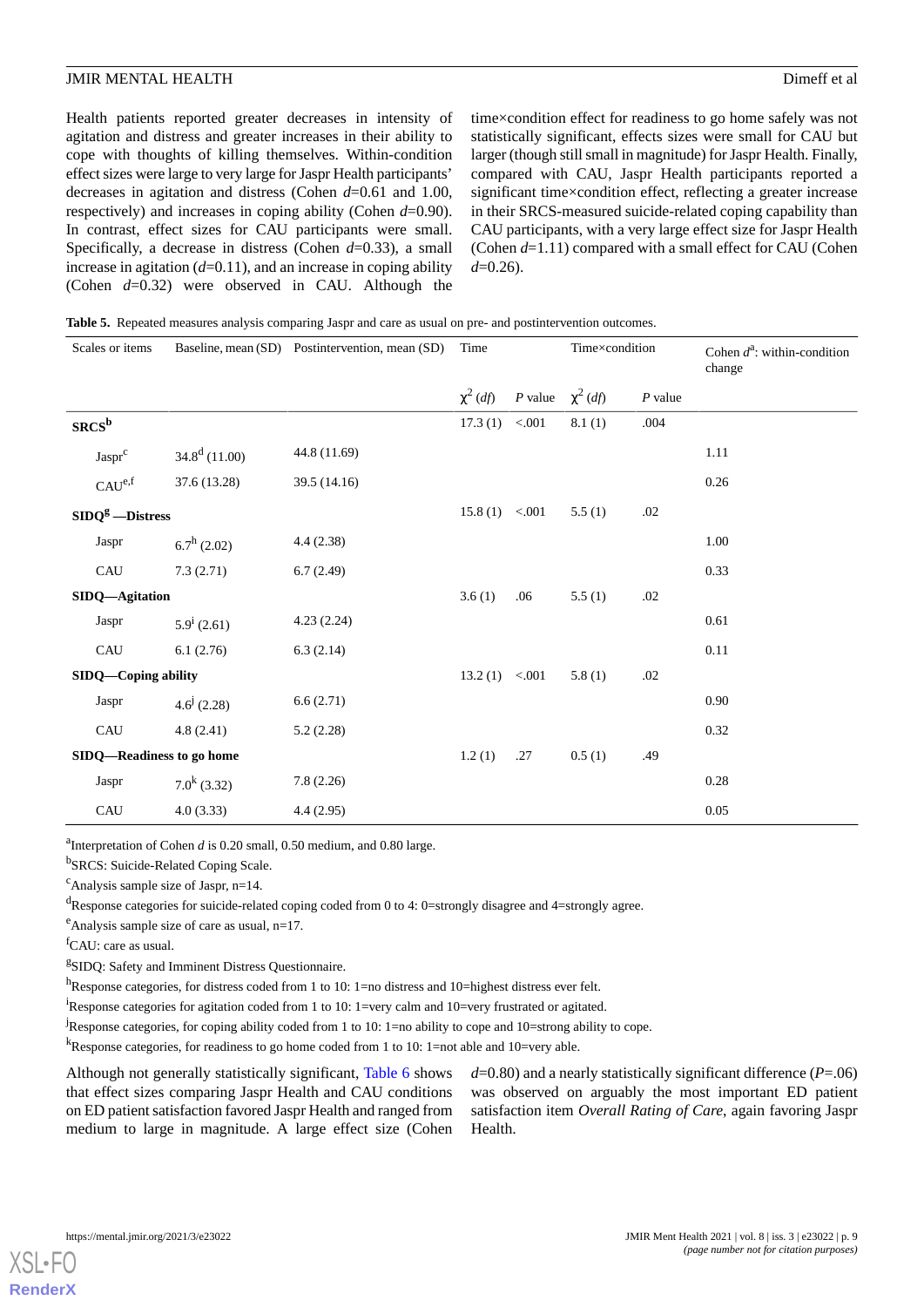Health patients reported greater decreases in intensity of agitation and distress and greater increases in their ability to cope with thoughts of killing themselves. Within-condition effect sizes were large to very large for Jaspr Health participants' decreases in agitation and distress (Cohen *d*=0.61 and 1.00, respectively) and increases in coping ability (Cohen *d*=0.90). In contrast, effect sizes for CAU participants were small. Specifically, a decrease in distress (Cohen *d*=0.33), a small increase in agitation (*d*=0.11), and an increase in coping ability (Cohen *d*=0.32) were observed in CAU. Although the time×condition effect for readiness to go home safely was not statistically significant, effects sizes were small for CAU but larger (though still small in magnitude) for Jaspr Health. Finally, compared with CAU, Jaspr Health participants reported a significant time×condition effect, reflecting a greater increase in their SRCS-measured suicide-related coping capability than CAU participants, with a very large effect size for Jaspr Health (Cohen *d*=1.11) compared with a small effect for CAU (Cohen *d*=0.26).

**Table 5.** Repeated measures analysis comparing Jaspr and care as usual on pre- and postintervention outcomes.

| Scales or items | Baseline, mean (SD) | Postintervention, mean (SD) | Time | | Time×condition | | Cohen *d*[a]: within-condition change |
|---|---|---|---|---|---|---|---|
| | | | $\chi^2$ (*df*) | *P* value | $\chi^2$ (*df*) | *P* value | |
| **SRCS[b]** | | | 17.3 (1) | <.001 | 8.1 (1) | .004 | |
| Jaspr[c] | 34.8[d] (11.00) | 44.8 (11.69) | | | | | 1.11 |
| CAU[e,f] | 37.6 (13.28) | 39.5 (14.16) | | | | | 0.26 |
| **SIDQ[g] —Distress** | | | 15.8 (1) | <.001 | 5.5 (1) | .02 | |
| Jaspr | 6.7[h] (2.02) | 4.4 (2.38) | | | | | 1.00 |
| CAU | 7.3 (2.71) | 6.7 (2.49) | | | | | 0.33 |
| **SIDQ—Agitation** | | | 3.6 (1) | .06 | 5.5 (1) | .02 | |
| Jaspr | 5.9[i] (2.61) | 4.23 (2.24) | | | | | 0.61 |
| CAU | 6.1 (2.76) | 6.3 (2.14) | | | | | 0.11 |
| **SIDQ—Coping ability** | | | 13.2 (1) | <.001 | 5.8 (1) | .02 | |
| Jaspr | 4.6[j] (2.28) | 6.6 (2.71) | | | | | 0.90 |
| CAU | 4.8 (2.41) | 5.2 (2.28) | | | | | 0.32 |
| **SIDQ—Readiness to go home** | | | 1.2 (1) | .27 | 0.5 (1) | .49 | |
| Jaspr | 7.0[k] (3.32) | 7.8 (2.26) | | | | | 0.28 |
| CAU | 4.0 (3.33) | 4.4 (2.95) | | | | | 0.05 |

[a]Interpretation of Cohen *d* is 0.20 small, 0.50 medium, and 0.80 large.

[b]SRCS: Suicide-Related Coping Scale.

[c]Analysis sample size of Jaspr, n=14.

[d]Response categories for suicide-related coping coded from 0 to 4: 0=strongly disagree and 4=strongly agree.

[e]Analysis sample size of care as usual, n=17.

[f]CAU: care as usual.

[g]SIDQ: Safety and Imminent Distress Questionnaire.

[h]Response categories, for distress coded from 1 to 10: 1=no distress and 10=highest distress ever felt.

[i]Response categories for agitation coded from 1 to 10: 1=very calm and 10=very frustrated or agitated.

[j]Response categories, for coping ability coded from 1 to 10: 1=no ability to cope and 10=strong ability to cope.

[k]Response categories, for readiness to go home coded from 1 to 10: 1=not able and 10=very able.

Although not generally statistically significant, Table 6 shows that effect sizes comparing Jaspr Health and CAU conditions on ED patient satisfaction favored Jaspr Health and ranged from medium to large in magnitude. A large effect size (Cohen *d*=0.80) and a nearly statistically significant difference (*P*=.06) was observed on arguably the most important ED patient satisfaction item *Overall Rating of Care*, again favoring Jaspr Health.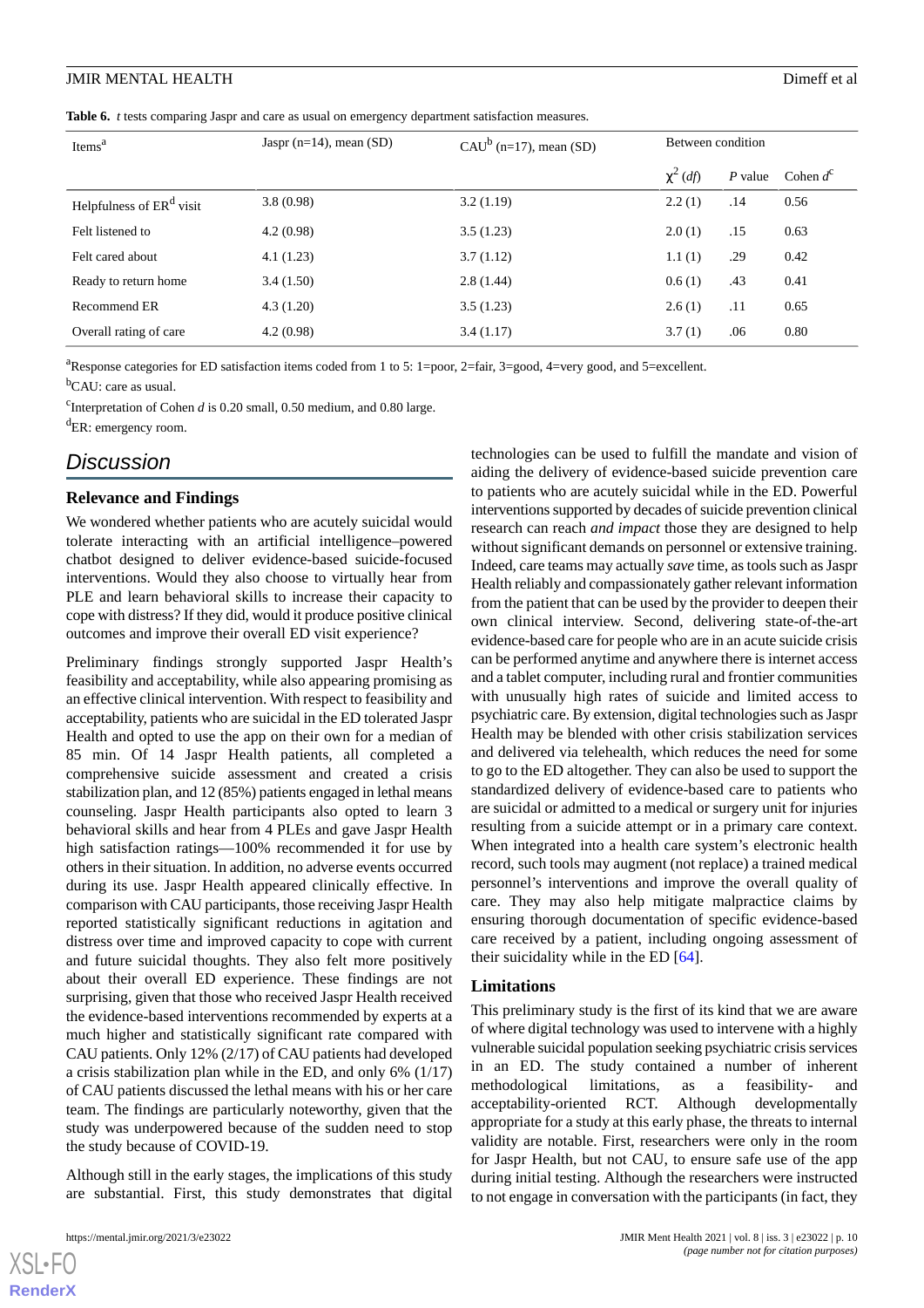**Table 6.** *t* tests comparing Jaspr and care as usual on emergency department satisfaction measures.

| Items[a] | Jaspr (n=14), mean (SD) | CAU[b] (n=17), mean (SD) | Between condition | | |
|---|---|---|---|---|---|
| | | | $\chi^2$ (*df*) | *P* value | Cohen *d*[c] |
| Helpfulness of ER[d] visit | 3.8 (0.98) | 3.2 (1.19) | 2.2 (1) | .14 | 0.56 |
| Felt listened to | 4.2 (0.98) | 3.5 (1.23) | 2.0 (1) | .15 | 0.63 |
| Felt cared about | 4.1 (1.23) | 3.7 (1.12) | 1.1 (1) | .29 | 0.42 |
| Ready to return home | 3.4 (1.50) | 2.8 (1.44) | 0.6 (1) | .43 | 0.41 |
| Recommend ER | 4.3 (1.20) | 3.5 (1.23) | 2.6 (1) | .11 | 0.65 |
| Overall rating of care | 4.2 (0.98) | 3.4 (1.17) | 3.7 (1) | .06 | 0.80 |

[a]Response categories for ED satisfaction items coded from 1 to 5: 1=poor, 2=fair, 3=good, 4=very good, and 5=excellent.

[b]CAU: care as usual.

[c]Interpretation of Cohen *d* is 0.20 small, 0.50 medium, and 0.80 large.

[d]ER: emergency room.

## Discussion

### Relevance and Findings

We wondered whether patients who are acutely suicidal would tolerate interacting with an artificial intelligence–powered chatbot designed to deliver evidence-based suicide-focused interventions. Would they also choose to virtually hear from PLE and learn behavioral skills to increase their capacity to cope with distress? If they did, would it produce positive clinical outcomes and improve their overall ED visit experience?

Preliminary findings strongly supported Jaspr Health's feasibility and acceptability, while also appearing promising as an effective clinical intervention. With respect to feasibility and acceptability, patients who are suicidal in the ED tolerated Jaspr Health and opted to use the app on their own for a median of 85 min. Of 14 Jaspr Health patients, all completed a comprehensive suicide assessment and created a crisis stabilization plan, and 12 (85%) patients engaged in lethal means counseling. Jaspr Health participants also opted to learn 3 behavioral skills and hear from 4 PLEs and gave Jaspr Health high satisfaction ratings—100% recommended it for use by others in their situation. In addition, no adverse events occurred during its use. Jaspr Health appeared clinically effective. In comparison with CAU participants, those receiving Jaspr Health reported statistically significant reductions in agitation and distress over time and improved capacity to cope with current and future suicidal thoughts. They also felt more positively about their overall ED experience. These findings are not surprising, given that those who received Jaspr Health received the evidence-based interventions recommended by experts at a much higher and statistically significant rate compared with CAU patients. Only 12% (2/17) of CAU patients had developed a crisis stabilization plan while in the ED, and only 6% (1/17) of CAU patients discussed the lethal means with his or her care team. The findings are particularly noteworthy, given that the study was underpowered because of the sudden need to stop the study because of COVID-19.

Although still in the early stages, the implications of this study are substantial. First, this study demonstrates that digital technologies can be used to fulfill the mandate and vision of aiding the delivery of evidence-based suicide prevention care to patients who are acutely suicidal while in the ED. Powerful interventions supported by decades of suicide prevention clinical research can reach *and impact* those they are designed to help without significant demands on personnel or extensive training. Indeed, care teams may actually *save* time, as tools such as Jaspr Health reliably and compassionately gather relevant information from the patient that can be used by the provider to deepen their own clinical interview. Second, delivering state-of-the-art evidence-based care for people who are in an acute suicide crisis can be performed anytime and anywhere there is internet access and a tablet computer, including rural and frontier communities with unusually high rates of suicide and limited access to psychiatric care. By extension, digital technologies such as Jaspr Health may be blended with other crisis stabilization services and delivered via telehealth, which reduces the need for some to go to the ED altogether. They can also be used to support the standardized delivery of evidence-based care to patients who are suicidal or admitted to a medical or surgery unit for injuries resulting from a suicide attempt or in a primary care context. When integrated into a health care system's electronic health record, such tools may augment (not replace) a trained medical personnel's interventions and improve the overall quality of care. They may also help mitigate malpractice claims by ensuring thorough documentation of specific evidence-based care received by a patient, including ongoing assessment of their suicidality while in the ED [64].

### Limitations

This preliminary study is the first of its kind that we are aware of where digital technology was used to intervene with a highly vulnerable suicidal population seeking psychiatric crisis services in an ED. The study contained a number of inherent methodological limitations, as a feasibility- and acceptability-oriented RCT. Although developmentally appropriate for a study at this early phase, the threats to internal validity are notable. First, researchers were only in the room for Jaspr Health, but not CAU, to ensure safe use of the app during initial testing. Although the researchers were instructed to not engage in conversation with the participants (in fact, they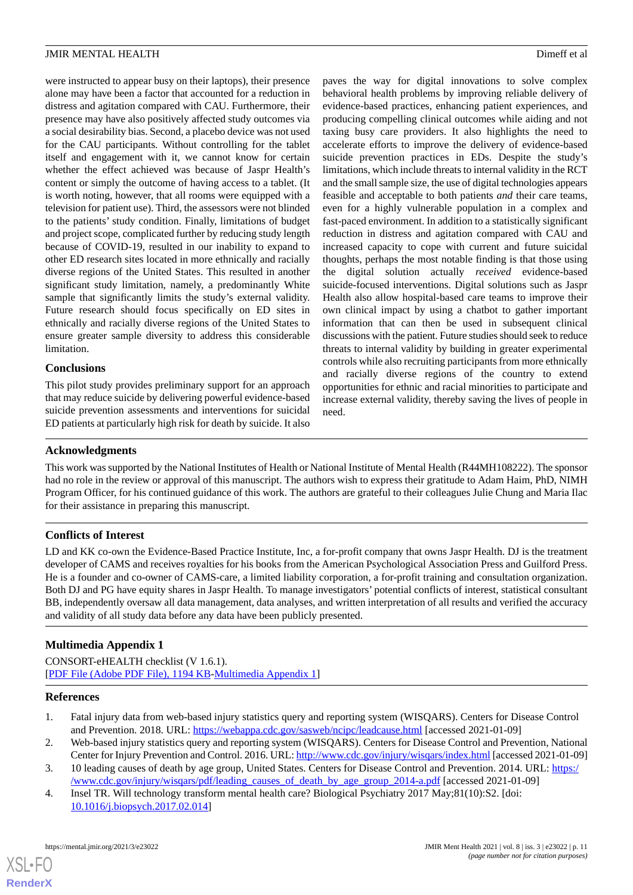were instructed to appear busy on their laptops), their presence alone may have been a factor that accounted for a reduction in distress and agitation compared with CAU. Furthermore, their presence may have also positively affected study outcomes via a social desirability bias. Second, a placebo device was not used for the CAU participants. Without controlling for the tablet itself and engagement with it, we cannot know for certain whether the effect achieved was because of Jaspr Health's content or simply the outcome of having access to a tablet. (It is worth noting, however, that all rooms were equipped with a television for patient use). Third, the assessors were not blinded to the patients' study condition. Finally, limitations of budget and project scope, complicated further by reducing study length because of COVID-19, resulted in our inability to expand to other ED research sites located in more ethnically and racially diverse regions of the United States. This resulted in another significant study limitation, namely, a predominantly White sample that significantly limits the study's external validity. Future research should focus specifically on ED sites in ethnically and racially diverse regions of the United States to ensure greater sample diversity to address this considerable limitation.

### Conclusions

This pilot study provides preliminary support for an approach that may reduce suicide by delivering powerful evidence-based suicide prevention assessments and interventions for suicidal ED patients at particularly high risk for death by suicide. It also paves the way for digital innovations to solve complex behavioral health problems by improving reliable delivery of evidence-based practices, enhancing patient experiences, and producing compelling clinical outcomes while aiding and not taxing busy care providers. It also highlights the need to accelerate efforts to improve the delivery of evidence-based suicide prevention practices in EDs. Despite the study's limitations, which include threats to internal validity in the RCT and the small sample size, the use of digital technologies appears feasible and acceptable to both patients *and* their care teams, even for a highly vulnerable population in a complex and fast-paced environment. In addition to a statistically significant reduction in distress and agitation compared with CAU and increased capacity to cope with current and future suicidal thoughts, perhaps the most notable finding is that those using the digital solution actually *received* evidence-based suicide-focused interventions. Digital solutions such as Jaspr Health also allow hospital-based care teams to improve their own clinical impact by using a chatbot to gather important information that can then be used in subsequent clinical discussions with the patient. Future studies should seek to reduce threats to internal validity by building in greater experimental controls while also recruiting participants from more ethnically and racially diverse regions of the country to extend opportunities for ethnic and racial minorities to participate and increase external validity, thereby saving the lives of people in need.

## Acknowledgments

This work was supported by the National Institutes of Health or National Institute of Mental Health (R44MH108222). The sponsor had no role in the review or approval of this manuscript. The authors wish to express their gratitude to Adam Haim, PhD, NIMH Program Officer, for his continued guidance of this work. The authors are grateful to their colleagues Julie Chung and Maria Ilac for their assistance in preparing this manuscript.

## Conflicts of Interest

LD and KK co-own the Evidence-Based Practice Institute, Inc, a for-profit company that owns Jaspr Health. DJ is the treatment developer of CAMS and receives royalties for his books from the American Psychological Association Press and Guilford Press. He is a founder and co-owner of CAMS-care, a limited liability corporation, a for-profit training and consultation organization. Both DJ and PG have equity shares in Jaspr Health. To manage investigators' potential conflicts of interest, statistical consultant BB, independently oversaw all data management, data analyses, and written interpretation of all results and verified the accuracy and validity of all study data before any data have been publicly presented.

## Multimedia Appendix 1

CONSORT-eHEALTH checklist (V 1.6.1).
[PDF File (Adobe PDF File), 1194 KB-Multimedia Appendix 1]

## References

1. Fatal injury data from web-based injury statistics query and reporting system (WISQARS). Centers for Disease Control and Prevention. 2018. URL: https://webappa.cdc.gov/sasweb/ncipc/leadcause.html [accessed 2021-01-09]
2. Web-based injury statistics query and reporting system (WISQARS). Centers for Disease Control and Prevention, National Center for Injury Prevention and Control. 2016. URL: http://www.cdc.gov/injury/wisqars/index.html [accessed 2021-01-09]
3. 10 leading causes of death by age group, United States. Centers for Disease Control and Prevention. 2014. URL: https://www.cdc.gov/injury/wisqars/pdf/leading_causes_of_death_by_age_group_2014-a.pdf [accessed 2021-01-09]
4. Insel TR. Will technology transform mental health care? Biological Psychiatry 2017 May;81(10):S2. [doi: 10.1016/j.biopsych.2017.02.014]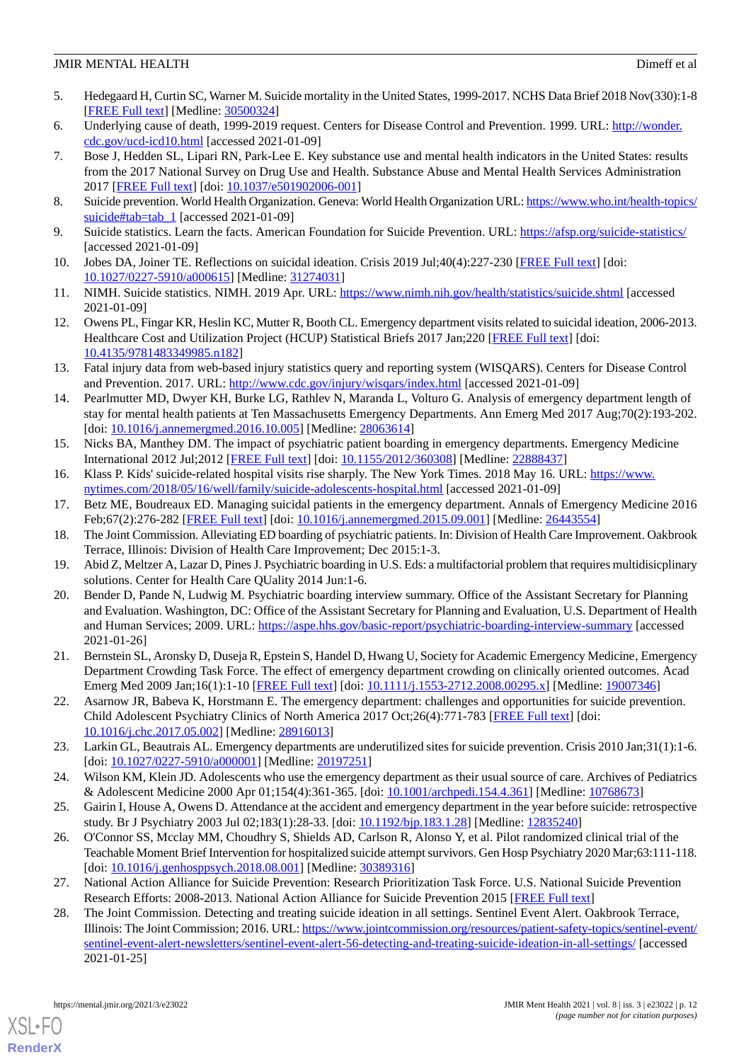5. Hedegaard H, Curtin SC, Warner M. Suicide mortality in the United States, 1999-2017. NCHS Data Brief 2018 Nov(330):1-8 [FREE Full text] [Medline: 30500324]
6. Underlying cause of death, 1999-2019 request. Centers for Disease Control and Prevention. 1999. URL: http://wonder.cdc.gov/ucd-icd10.html [accessed 2021-01-09]
7. Bose J, Hedden SL, Lipari RN, Park-Lee E. Key substance use and mental health indicators in the United States: results from the 2017 National Survey on Drug Use and Health. Substance Abuse and Mental Health Services Administration 2017 [FREE Full text] [doi: 10.1037/e501902006-001]
8. Suicide prevention. World Health Organization. Geneva: World Health Organization URL: https://www.who.int/health-topics/suicide#tab=tab_1 [accessed 2021-01-09]
9. Suicide statistics. Learn the facts. American Foundation for Suicide Prevention. URL: https://afsp.org/suicide-statistics/ [accessed 2021-01-09]
10. Jobes DA, Joiner TE. Reflections on suicidal ideation. Crisis 2019 Jul;40(4):227-230 [FREE Full text] [doi: 10.1027/0227-5910/a000615] [Medline: 31274031]
11. NIMH. Suicide statistics. NIMH. 2019 Apr. URL: https://www.nimh.nih.gov/health/statistics/suicide.shtml [accessed 2021-01-09]
12. Owens PL, Fingar KR, Heslin KC, Mutter R, Booth CL. Emergency department visits related to suicidal ideation, 2006-2013. Healthcare Cost and Utilization Project (HCUP) Statistical Briefs 2017 Jan;220 [FREE Full text] [doi: 10.4135/9781483349985.n182]
13. Fatal injury data from web-based injury statistics query and reporting system (WISQARS). Centers for Disease Control and Prevention. 2017. URL: http://www.cdc.gov/injury/wisqars/index.html [accessed 2021-01-09]
14. Pearlmutter MD, Dwyer KH, Burke LG, Rathlev N, Maranda L, Volturo G. Analysis of emergency department length of stay for mental health patients at Ten Massachusetts Emergency Departments. Ann Emerg Med 2017 Aug;70(2):193-202. [doi: 10.1016/j.annemergmed.2016.10.005] [Medline: 28063614]
15. Nicks BA, Manthey DM. The impact of psychiatric patient boarding in emergency departments. Emergency Medicine International 2012 Jul;2012 [FREE Full text] [doi: 10.1155/2012/360308] [Medline: 22888437]
16. Klass P. Kids' suicide-related hospital visits rise sharply. The New York Times. 2018 May 16. URL: https://www.nytimes.com/2018/05/16/well/family/suicide-adolescents-hospital.html [accessed 2021-01-09]
17. Betz ME, Boudreaux ED. Managing suicidal patients in the emergency department. Annals of Emergency Medicine 2016 Feb;67(2):276-282 [FREE Full text] [doi: 10.1016/j.annemergmed.2015.09.001] [Medline: 26443554]
18. The Joint Commission. Alleviating ED boarding of psychiatric patients. In: Division of Health Care Improvement. Oakbrook Terrace, Illinois: Division of Health Care Improvement; Dec 2015:1-3.
19. Abid Z, Meltzer A, Lazar D, Pines J. Psychiatric boarding in U.S. Eds: a multifactorial problem that requires multidisicplinary solutions. Center for Health Care QUality 2014 Jun:1-6.
20. Bender D, Pande N, Ludwig M. Psychiatric boarding interview summary. Office of the Assistant Secretary for Planning and Evaluation. Washington, DC: Office of the Assistant Secretary for Planning and Evaluation, U.S. Department of Health and Human Services; 2009. URL: https://aspe.hhs.gov/basic-report/psychiatric-boarding-interview-summary [accessed 2021-01-26]
21. Bernstein SL, Aronsky D, Duseja R, Epstein S, Handel D, Hwang U, Society for Academic Emergency Medicine, Emergency Department Crowding Task Force. The effect of emergency department crowding on clinically oriented outcomes. Acad Emerg Med 2009 Jan;16(1):1-10 [FREE Full text] [doi: 10.1111/j.1553-2712.2008.00295.x] [Medline: 19007346]
22. Asarnow JR, Babeva K, Horstmann E. The emergency department: challenges and opportunities for suicide prevention. Child Adolescent Psychiatry Clinics of North America 2017 Oct;26(4):771-783 [FREE Full text] [doi: 10.1016/j.chc.2017.05.002] [Medline: 28916013]
23. Larkin GL, Beautrais AL. Emergency departments are underutilized sites for suicide prevention. Crisis 2010 Jan;31(1):1-6. [doi: 10.1027/0227-5910/a000001] [Medline: 20197251]
24. Wilson KM, Klein JD. Adolescents who use the emergency department as their usual source of care. Archives of Pediatrics & Adolescent Medicine 2000 Apr 01;154(4):361-365. [doi: 10.1001/archpedi.154.4.361] [Medline: 10768673]
25. Gairin I, House A, Owens D. Attendance at the accident and emergency department in the year before suicide: retrospective study. Br J Psychiatry 2003 Jul 02;183(1):28-33. [doi: 10.1192/bjp.183.1.28] [Medline: 12835240]
26. O'Connor SS, Mcclay MM, Choudhry S, Shields AD, Carlson R, Alonso Y, et al. Pilot randomized clinical trial of the Teachable Moment Brief Intervention for hospitalized suicide attempt survivors. Gen Hosp Psychiatry 2020 Mar;63:111-118. [doi: 10.1016/j.genhosppsych.2018.08.001] [Medline: 30389316]
27. National Action Alliance for Suicide Prevention: Research Prioritization Task Force. U.S. National Suicide Prevention Research Efforts: 2008-2013. National Action Alliance for Suicide Prevention 2015 [FREE Full text]
28. The Joint Commission. Detecting and treating suicide ideation in all settings. Sentinel Event Alert. Oakbrook Terrace, Illinois: The Joint Commission; 2016. URL: https://www.jointcommission.org/resources/patient-safety-topics/sentinel-event/sentinel-event-alert-newsletters/sentinel-event-alert-56-detecting-and-treating-suicide-ideation-in-all-settings/ [accessed 2021-01-25]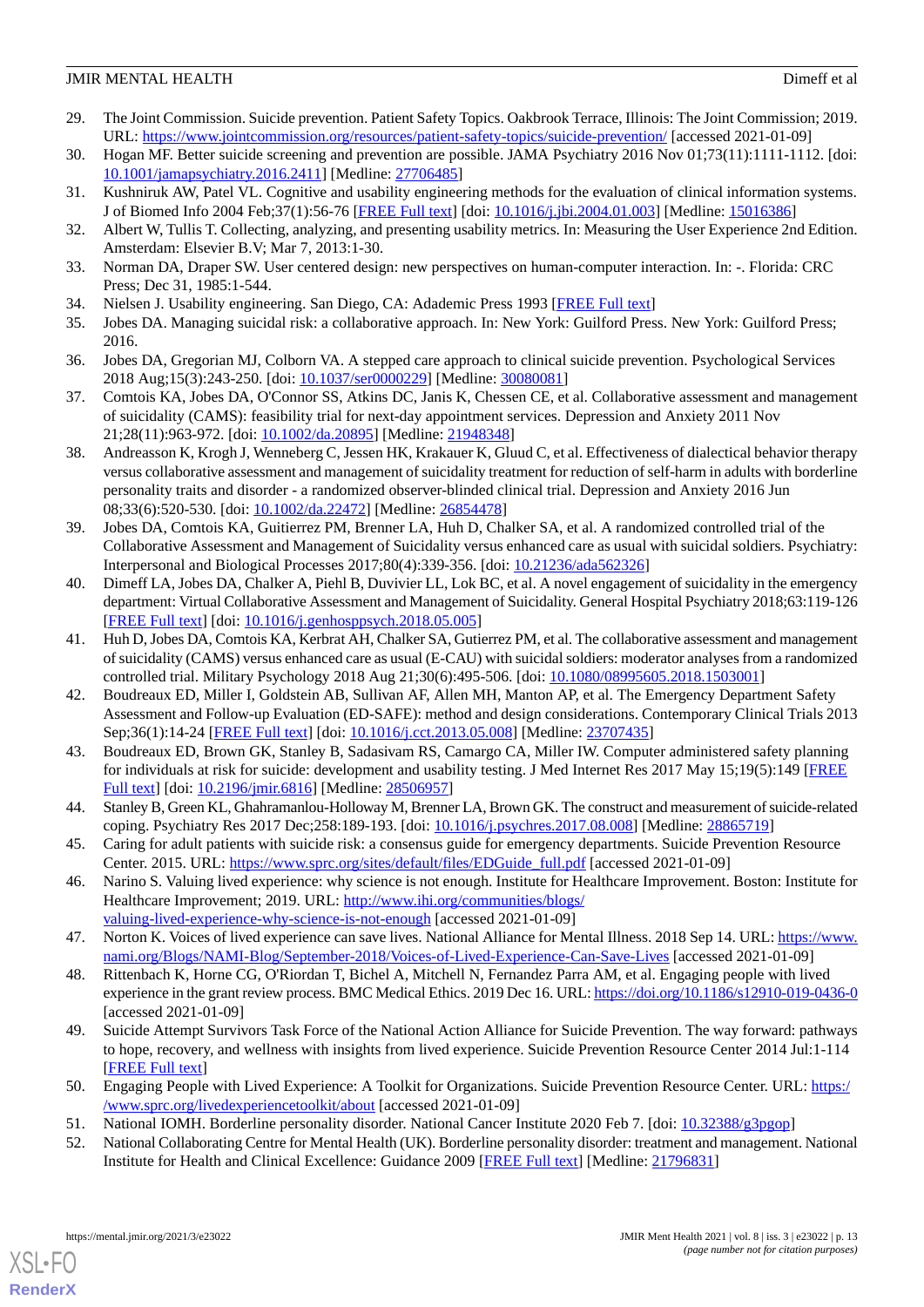29. The Joint Commission. Suicide prevention. Patient Safety Topics. Oakbrook Terrace, Illinois: The Joint Commission; 2019. URL: https://www.jointcommission.org/resources/patient-safety-topics/suicide-prevention/ [accessed 2021-01-09]
30. Hogan MF. Better suicide screening and prevention are possible. JAMA Psychiatry 2016 Nov 01;73(11):1111-1112. [doi: 10.1001/jamapsychiatry.2016.2411] [Medline: 27706485]
31. Kushniruk AW, Patel VL. Cognitive and usability engineering methods for the evaluation of clinical information systems. J of Biomed Info 2004 Feb;37(1):56-76 [FREE Full text] [doi: 10.1016/j.jbi.2004.01.003] [Medline: 15016386]
32. Albert W, Tullis T. Collecting, analyzing, and presenting usability metrics. In: Measuring the User Experience 2nd Edition. Amsterdam: Elsevier B.V; Mar 7, 2013:1-30.
33. Norman DA, Draper SW. User centered design: new perspectives on human-computer interaction. In: -. Florida: CRC Press; Dec 31, 1985:1-544.
34. Nielsen J. Usability engineering. San Diego, CA: Adademic Press 1993 [FREE Full text]
35. Jobes DA. Managing suicidal risk: a collaborative approach. In: New York: Guilford Press. New York: Guilford Press; 2016.
36. Jobes DA, Gregorian MJ, Colborn VA. A stepped care approach to clinical suicide prevention. Psychological Services 2018 Aug;15(3):243-250. [doi: 10.1037/ser0000229] [Medline: 30080081]
37. Comtois KA, Jobes DA, O'Connor SS, Atkins DC, Janis K, Chessen CE, et al. Collaborative assessment and management of suicidality (CAMS): feasibility trial for next-day appointment services. Depression and Anxiety 2011 Nov 21;28(11):963-972. [doi: 10.1002/da.20895] [Medline: 21948348]
38. Andreasson K, Krogh J, Wenneberg C, Jessen HK, Krakauer K, Gluud C, et al. Effectiveness of dialectical behavior therapy versus collaborative assessment and management of suicidality treatment for reduction of self-harm in adults with borderline personality traits and disorder - a randomized observer-blinded clinical trial. Depression and Anxiety 2016 Jun 08;33(6):520-530. [doi: 10.1002/da.22472] [Medline: 26854478]
39. Jobes DA, Comtois KA, Guitierrez PM, Brenner LA, Huh D, Chalker SA, et al. A randomized controlled trial of the Collaborative Assessment and Management of Suicidality versus enhanced care as usual with suicidal soldiers. Psychiatry: Interpersonal and Biological Processes 2017;80(4):339-356. [doi: 10.21236/ada562326]
40. Dimeff LA, Jobes DA, Chalker A, Piehl B, Duvivier LL, Lok BC, et al. A novel engagement of suicidality in the emergency department: Virtual Collaborative Assessment and Management of Suicidality. General Hospital Psychiatry 2018;63:119-126 [FREE Full text] [doi: 10.1016/j.genhosppsych.2018.05.005]
41. Huh D, Jobes DA, Comtois KA, Kerbrat AH, Chalker SA, Gutierrez PM, et al. The collaborative assessment and management of suicidality (CAMS) versus enhanced care as usual (E-CAU) with suicidal soldiers: moderator analyses from a randomized controlled trial. Military Psychology 2018 Aug 21;30(6):495-506. [doi: 10.1080/08995605.2018.1503001]
42. Boudreaux ED, Miller I, Goldstein AB, Sullivan AF, Allen MH, Manton AP, et al. The Emergency Department Safety Assessment and Follow-up Evaluation (ED-SAFE): method and design considerations. Contemporary Clinical Trials 2013 Sep;36(1):14-24 [FREE Full text] [doi: 10.1016/j.cct.2013.05.008] [Medline: 23707435]
43. Boudreaux ED, Brown GK, Stanley B, Sadasivam RS, Camargo CA, Miller IW. Computer administered safety planning for individuals at risk for suicide: development and usability testing. J Med Internet Res 2017 May 15;19(5):149 [FREE Full text] [doi: 10.2196/jmir.6816] [Medline: 28506957]
44. Stanley B, Green KL, Ghahramanlou-Holloway M, Brenner LA, Brown GK. The construct and measurement of suicide-related coping. Psychiatry Res 2017 Dec;258:189-193. [doi: 10.1016/j.psychres.2017.08.008] [Medline: 28865719]
45. Caring for adult patients with suicide risk: a consensus guide for emergency departments. Suicide Prevention Resource Center. 2015. URL: https://www.sprc.org/sites/default/files/EDGuide_full.pdf [accessed 2021-01-09]
46. Narino S. Valuing lived experience: why science is not enough. Institute for Healthcare Improvement. Boston: Institute for Healthcare Improvement; 2019. URL: http://www.ihi.org/communities/blogs/valuing-lived-experience-why-science-is-not-enough [accessed 2021-01-09]
47. Norton K. Voices of lived experience can save lives. National Alliance for Mental Illness. 2018 Sep 14. URL: https://www.nami.org/Blogs/NAMI-Blog/September-2018/Voices-of-Lived-Experience-Can-Save-Lives [accessed 2021-01-09]
48. Rittenbach K, Horne CG, O'Riordan T, Bichel A, Mitchell N, Fernandez Parra AM, et al. Engaging people with lived experience in the grant review process. BMC Medical Ethics. 2019 Dec 16. URL: https://doi.org/10.1186/s12910-019-0436-0 [accessed 2021-01-09]
49. Suicide Attempt Survivors Task Force of the National Action Alliance for Suicide Prevention. The way forward: pathways to hope, recovery, and wellness with insights from lived experience. Suicide Prevention Resource Center 2014 Jul:1-114 [FREE Full text]
50. Engaging People with Lived Experience: A Toolkit for Organizations. Suicide Prevention Resource Center. URL: https://www.sprc.org/livedexperiencetoolkit/about [accessed 2021-01-09]
51. National IOMH. Borderline personality disorder. National Cancer Institute 2020 Feb 7. [doi: 10.32388/g3pgop]
52. National Collaborating Centre for Mental Health (UK). Borderline personality disorder: treatment and management. National Institute for Health and Clinical Excellence: Guidance 2009 [FREE Full text] [Medline: 21796831]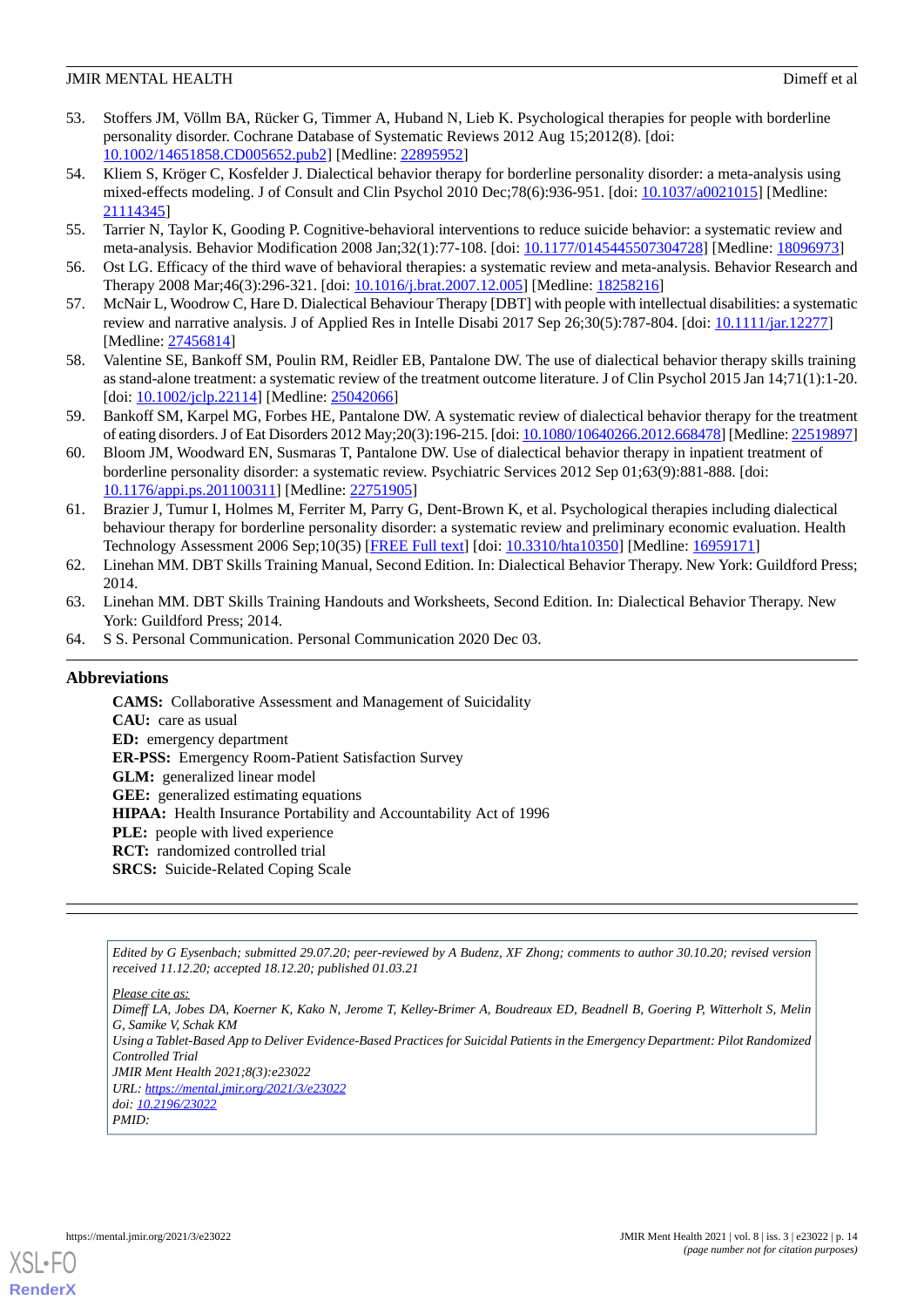53. Stoffers JM, Völlm BA, Rücker G, Timmer A, Huband N, Lieb K. Psychological therapies for people with borderline personality disorder. Cochrane Database of Systematic Reviews 2012 Aug 15;2012(8). [doi: 10.1002/14651858.CD005652.pub2] [Medline: 22895952]
54. Kliem S, Kröger C, Kosfelder J. Dialectical behavior therapy for borderline personality disorder: a meta-analysis using mixed-effects modeling. J of Consult and Clin Psychol 2010 Dec;78(6):936-951. [doi: 10.1037/a0021015] [Medline: 21114345]
55. Tarrier N, Taylor K, Gooding P. Cognitive-behavioral interventions to reduce suicide behavior: a systematic review and meta-analysis. Behavior Modification 2008 Jan;32(1):77-108. [doi: 10.1177/0145445507304728] [Medline: 18096973]
56. Ost LG. Efficacy of the third wave of behavioral therapies: a systematic review and meta-analysis. Behavior Research and Therapy 2008 Mar;46(3):296-321. [doi: 10.1016/j.brat.2007.12.005] [Medline: 18258216]
57. McNair L, Woodrow C, Hare D. Dialectical Behaviour Therapy [DBT] with people with intellectual disabilities: a systematic review and narrative analysis. J of Applied Res in Intelle Disabi 2017 Sep 26;30(5):787-804. [doi: 10.1111/jar.12277] [Medline: 27456814]
58. Valentine SE, Bankoff SM, Poulin RM, Reidler EB, Pantalone DW. The use of dialectical behavior therapy skills training as stand-alone treatment: a systematic review of the treatment outcome literature. J of Clin Psychol 2015 Jan 14;71(1):1-20. [doi: 10.1002/jclp.22114] [Medline: 25042066]
59. Bankoff SM, Karpel MG, Forbes HE, Pantalone DW. A systematic review of dialectical behavior therapy for the treatment of eating disorders. J of Eat Disorders 2012 May;20(3):196-215. [doi: 10.1080/10640266.2012.668478] [Medline: 22519897]
60. Bloom JM, Woodward EN, Susmaras T, Pantalone DW. Use of dialectical behavior therapy in inpatient treatment of borderline personality disorder: a systematic review. Psychiatric Services 2012 Sep 01;63(9):881-888. [doi: 10.1176/appi.ps.201100311] [Medline: 22751905]
61. Brazier J, Tumur I, Holmes M, Ferriter M, Parry G, Dent-Brown K, et al. Psychological therapies including dialectical behaviour therapy for borderline personality disorder: a systematic review and preliminary economic evaluation. Health Technology Assessment 2006 Sep;10(35) [FREE Full text] [doi: 10.3310/hta10350] [Medline: 16959171]
62. Linehan MM. DBT Skills Training Manual, Second Edition. In: Dialectical Behavior Therapy. New York: Guildford Press; 2014.
63. Linehan MM. DBT Skills Training Handouts and Worksheets, Second Edition. In: Dialectical Behavior Therapy. New York: Guildford Press; 2014.
64. S S. Personal Communication. Personal Communication 2020 Dec 03.

## Abbreviations

**CAMS:** Collaborative Assessment and Management of Suicidality
**CAU:** care as usual
**ED:** emergency department
**ER-PSS:** Emergency Room-Patient Satisfaction Survey
**GLM:** generalized linear model
**GEE:** generalized estimating equations
**HIPAA:** Health Insurance Portability and Accountability Act of 1996
**PLE:** people with lived experience
**RCT:** randomized controlled trial
**SRCS:** Suicide-Related Coping Scale

---

*Edited by G Eysenbach; submitted 29.07.20; peer-reviewed by A Budenz, XF Zhong; comments to author 30.10.20; revised version received 11.12.20; accepted 18.12.20; published 01.03.21*

*Please cite as:*
*Dimeff LA, Jobes DA, Koerner K, Kako N, Jerome T, Kelley-Brimer A, Boudreaux ED, Beadnell B, Goering P, Witterholt S, Melin G, Samike V, Schak KM*
*Using a Tablet-Based App to Deliver Evidence-Based Practices for Suicidal Patients in the Emergency Department: Pilot Randomized Controlled Trial*
*JMIR Ment Health 2021;8(3):e23022*
*URL: https://mental.jmir.org/2021/3/e23022*
*doi: 10.2196/23022*
*PMID:*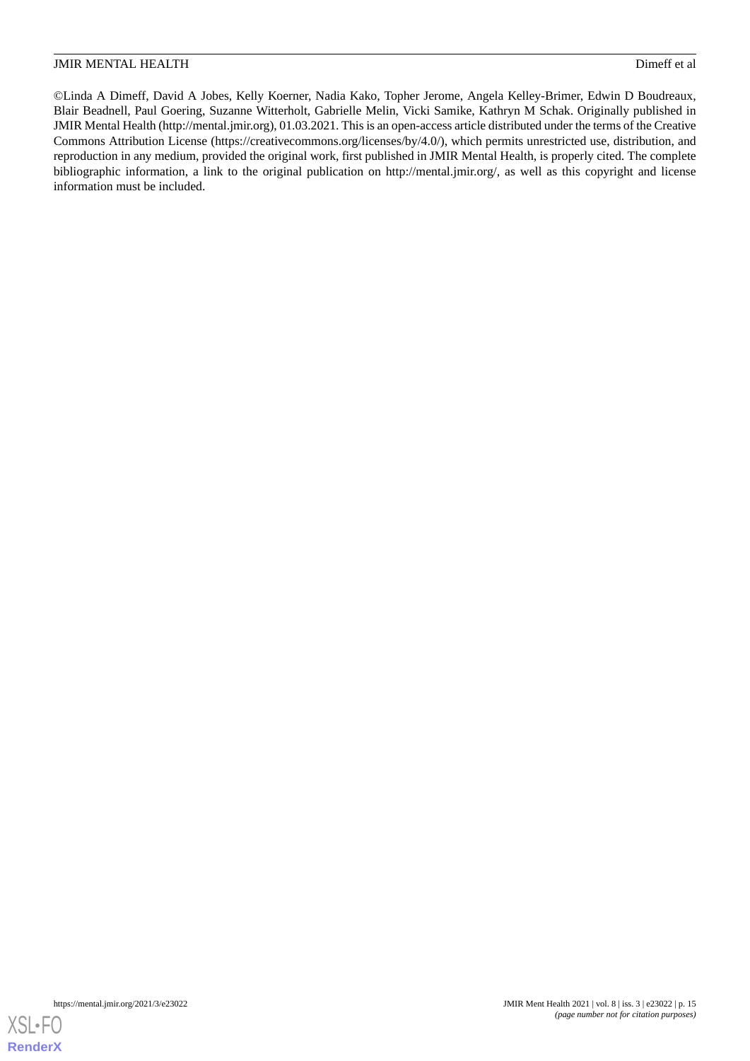©Linda A Dimeff, David A Jobes, Kelly Koerner, Nadia Kako, Topher Jerome, Angela Kelley-Brimer, Edwin D Boudreaux, Blair Beadnell, Paul Goering, Suzanne Witterholt, Gabrielle Melin, Vicki Samike, Kathryn M Schak. Originally published in JMIR Mental Health (http://mental.jmir.org), 01.03.2021. This is an open-access article distributed under the terms of the Creative Commons Attribution License (https://creativecommons.org/licenses/by/4.0/), which permits unrestricted use, distribution, and reproduction in any medium, provided the original work, first published in JMIR Mental Health, is properly cited. The complete bibliographic information, a link to the original publication on http://mental.jmir.org/, as well as this copyright and license information must be included.